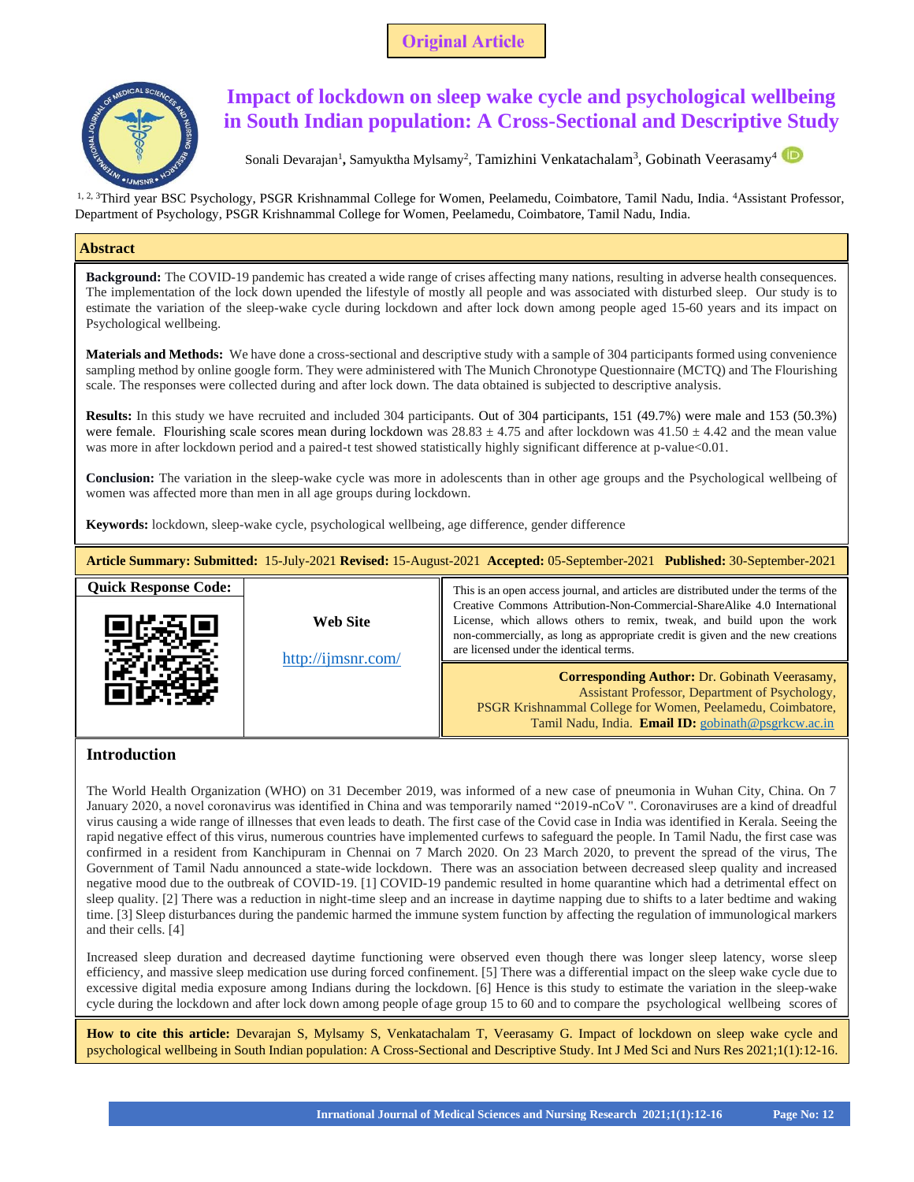Original Article

# Impact of lockdown on sleep wake cycle and psychological wellbeing in South Indian population: A Cross-Sectional and Descriptive Study

Sonali Devarajan[1], Samyuktha Mylsamy[2], Tamizhini Venkatachalam[3], Gobinath Veerasamy[4]

[1, 2, 3]Third year BSC Psychology, PSGR Krishnammal College for Women, Peelamedu, Coimbatore, Tamil Nadu, India. [4]Assistant Professor, Department of Psychology, PSGR Krishnammal College for Women, Peelamedu, Coimbatore, Tamil Nadu, India.

## Abstract

**Background:** The COVID-19 pandemic has created a wide range of crises affecting many nations, resulting in adverse health consequences. The implementation of the lock down upended the lifestyle of mostly all people and was associated with disturbed sleep. Our study is to estimate the variation of the sleep-wake cycle during lockdown and after lock down among people aged 15-60 years and its impact on Psychological wellbeing.

**Materials and Methods:** We have done a cross-sectional and descriptive study with a sample of 304 participants formed using convenience sampling method by online google form. They were administered with The Munich Chronotype Questionnaire (MCTQ) and The Flourishing scale. The responses were collected during and after lock down. The data obtained is subjected to descriptive analysis.

**Results:** In this study we have recruited and included 304 participants. Out of 304 participants, 151 (49.7%) were male and 153 (50.3%) were female. Flourishing scale scores mean during lockdown was 28.83 ± 4.75 and after lockdown was 41.50 ± 4.42 and the mean value was more in after lockdown period and a paired-t test showed statistically highly significant difference at p-value<0.01.

**Conclusion:** The variation in the sleep-wake cycle was more in adolescents than in other age groups and the Psychological wellbeing of women was affected more than men in all age groups during lockdown.

**Keywords:** lockdown, sleep-wake cycle, psychological wellbeing, age difference, gender difference

**Article Summary: Submitted:** 15-July-2021 **Revised:** 15-August-2021 **Accepted:** 05-September-2021 **Published:** 30-September-2021

**Quick Response Code:**

**Web Site**

http://ijmsnr.com/

This is an open access journal, and articles are distributed under the terms of the Creative Commons Attribution-Non-Commercial-ShareAlike 4.0 International License, which allows others to remix, tweak, and build upon the work non-commercially, as long as appropriate credit is given and the new creations are licensed under the identical terms.

**Corresponding Author:** Dr. Gobinath Veerasamy, Assistant Professor, Department of Psychology, PSGR Krishnammal College for Women, Peelamedu, Coimbatore, Tamil Nadu, India. **Email ID:** gobinath@psgrkcw.ac.in

## Introduction

The World Health Organization (WHO) on 31 December 2019, was informed of a new case of pneumonia in Wuhan City, China. On 7 January 2020, a novel coronavirus was identified in China and was temporarily named "2019-nCoV ". Coronaviruses are a kind of dreadful virus causing a wide range of illnesses that even leads to death. The first case of the Covid case in India was identified in Kerala. Seeing the rapid negative effect of this virus, numerous countries have implemented curfews to safeguard the people. In Tamil Nadu, the first case was confirmed in a resident from Kanchipuram in Chennai on 7 March 2020. On 23 March 2020, to prevent the spread of the virus, The Government of Tamil Nadu announced a state-wide lockdown. There was an association between decreased sleep quality and increased negative mood due to the outbreak of COVID-19. [1] COVID-19 pandemic resulted in home quarantine which had a detrimental effect on sleep quality. [2] There was a reduction in night-time sleep and an increase in daytime napping due to shifts to a later bedtime and waking time. [3] Sleep disturbances during the pandemic harmed the immune system function by affecting the regulation of immunological markers and their cells. [4]

Increased sleep duration and decreased daytime functioning were observed even though there was longer sleep latency, worse sleep efficiency, and massive sleep medication use during forced confinement. [5] There was a differential impact on the sleep wake cycle due to excessive digital media exposure among Indians during the lockdown. [6] Hence is this study to estimate the variation in the sleep-wake cycle during the lockdown and after lock down among people of age group 15 to 60 and to compare the psychological wellbeing scores of

**How to cite this article:** Devarajan S, Mylsamy S, Venkatachalam T, Veerasamy G. Impact of lockdown on sleep wake cycle and psychological wellbeing in South Indian population: A Cross-Sectional and Descriptive Study. Int J Med Sci and Nurs Res 2021;1(1):12-16.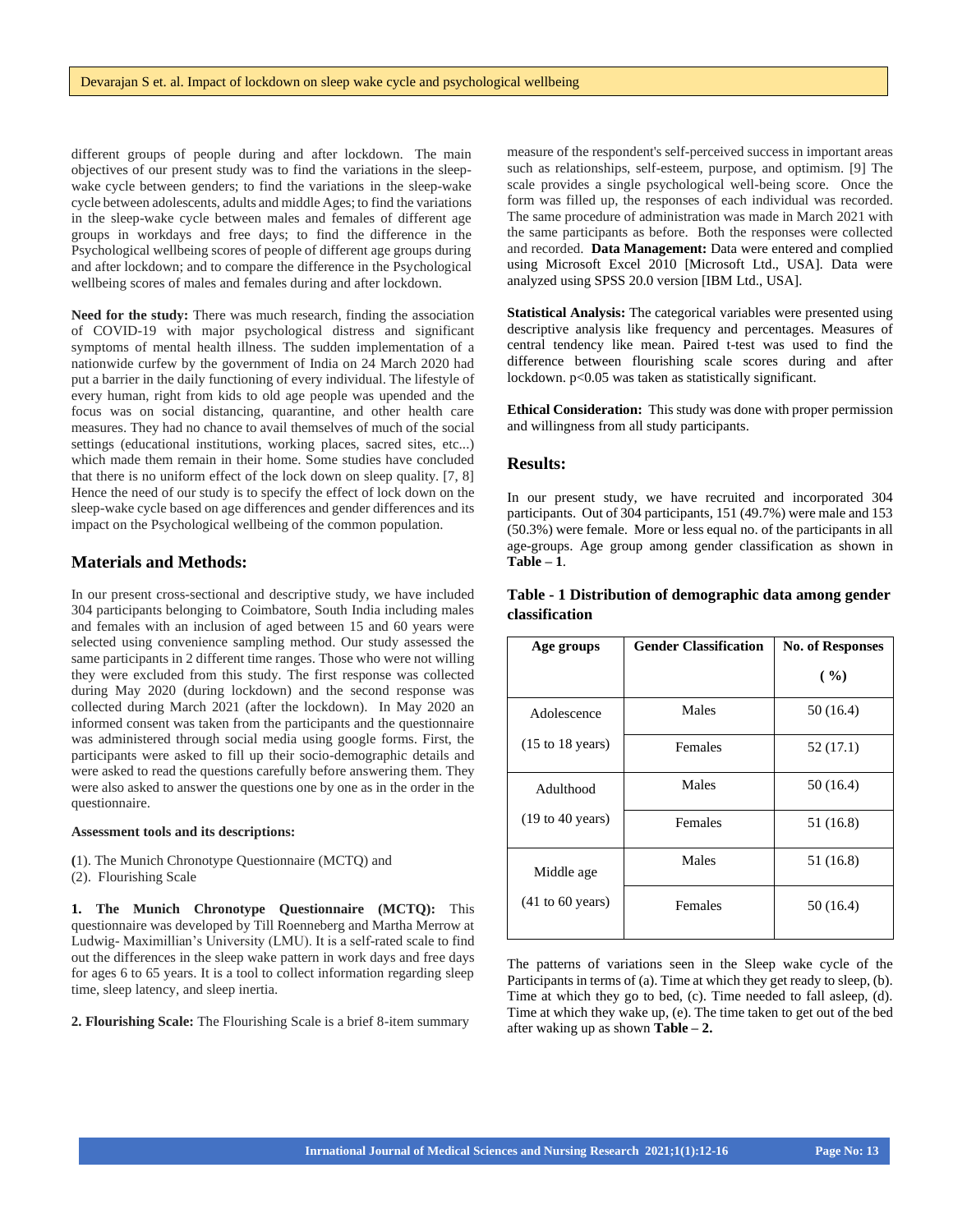different groups of people during and after lockdown. The main objectives of our present study was to find the variations in the sleep-wake cycle between genders; to find the variations in the sleep-wake cycle between adolescents, adults and middle Ages; to find the variations in the sleep-wake cycle between males and females of different age groups in workdays and free days; to find the difference in the Psychological wellbeing scores of people of different age groups during and after lockdown; and to compare the difference in the Psychological wellbeing scores of males and females during and after lockdown.

**Need for the study:** There was much research, finding the association of COVID-19 with major psychological distress and significant symptoms of mental health illness. The sudden implementation of a nationwide curfew by the government of India on 24 March 2020 had put a barrier in the daily functioning of every individual. The lifestyle of every human, right from kids to old age people was upended and the focus was on social distancing, quarantine, and other health care measures. They had no chance to avail themselves of much of the social settings (educational institutions, working places, sacred sites, etc...) which made them remain in their home. Some studies have concluded that there is no uniform effect of the lock down on sleep quality. [7, 8] Hence the need of our study is to specify the effect of lock down on the sleep-wake cycle based on age differences and gender differences and its impact on the Psychological wellbeing of the common population.

## Materials and Methods:

In our present cross-sectional and descriptive study, we have included 304 participants belonging to Coimbatore, South India including males and females with an inclusion of aged between 15 and 60 years were selected using convenience sampling method. Our study assessed the same participants in 2 different time ranges. Those who were not willing they were excluded from this study. The first response was collected during May 2020 (during lockdown) and the second response was collected during March 2021 (after the lockdown). In May 2020 an informed consent was taken from the participants and the questionnaire was administered through social media using google forms. First, the participants were asked to fill up their socio-demographic details and were asked to read the questions carefully before answering them. They were also asked to answer the questions one by one as in the order in the questionnaire.

**Assessment tools and its descriptions:**

(1). The Munich Chronotype Questionnaire (MCTQ) and
(2). Flourishing Scale

**1. The Munich Chronotype Questionnaire (MCTQ):** This questionnaire was developed by Till Roenneberg and Martha Merrow at Ludwig- Maximillian's University (LMU). It is a self-rated scale to find out the differences in the sleep wake pattern in work days and free days for ages 6 to 65 years. It is a tool to collect information regarding sleep time, sleep latency, and sleep inertia.

**2. Flourishing Scale:** The Flourishing Scale is a brief 8-item summary measure of the respondent's self-perceived success in important areas such as relationships, self-esteem, purpose, and optimism. [9] The scale provides a single psychological well-being score. Once the form was filled up, the responses of each individual was recorded. The same procedure of administration was made in March 2021 with the same participants as before. Both the responses were collected and recorded. **Data Management:** Data were entered and complied using Microsoft Excel 2010 [Microsoft Ltd., USA]. Data were analyzed using SPSS 20.0 version [IBM Ltd., USA].

**Statistical Analysis:** The categorical variables were presented using descriptive analysis like frequency and percentages. Measures of central tendency like mean. Paired t-test was used to find the difference between flourishing scale scores during and after lockdown. $p<0.05$ was taken as statistically significant.

**Ethical Consideration:** This study was done with proper permission and willingness from all study participants.

## Results:

In our present study, we have recruited and incorporated 304 participants. Out of 304 participants, 151 (49.7%) were male and 153 (50.3%) were female. More or less equal no. of the participants in all age-groups. Age group among gender classification as shown in **Table – 1**.

**Table - 1 Distribution of demographic data among gender classification**

| Age groups | Gender Classification | No. of Responses ( %) |
|---|---|---|
| Adolescence (15 to 18 years) | Males | 50 (16.4) |
| | Females | 52 (17.1) |
| Adulthood (19 to 40 years) | Males | 50 (16.4) |
| | Females | 51 (16.8) |
| Middle age (41 to 60 years) | Males | 51 (16.8) |
| | Females | 50 (16.4) |

The patterns of variations seen in the Sleep wake cycle of the Participants in terms of (a). Time at which they get ready to sleep, (b). Time at which they go to bed, (c). Time needed to fall asleep, (d). Time at which they wake up, (e). The time taken to get out of the bed after waking up as shown **Table – 2.**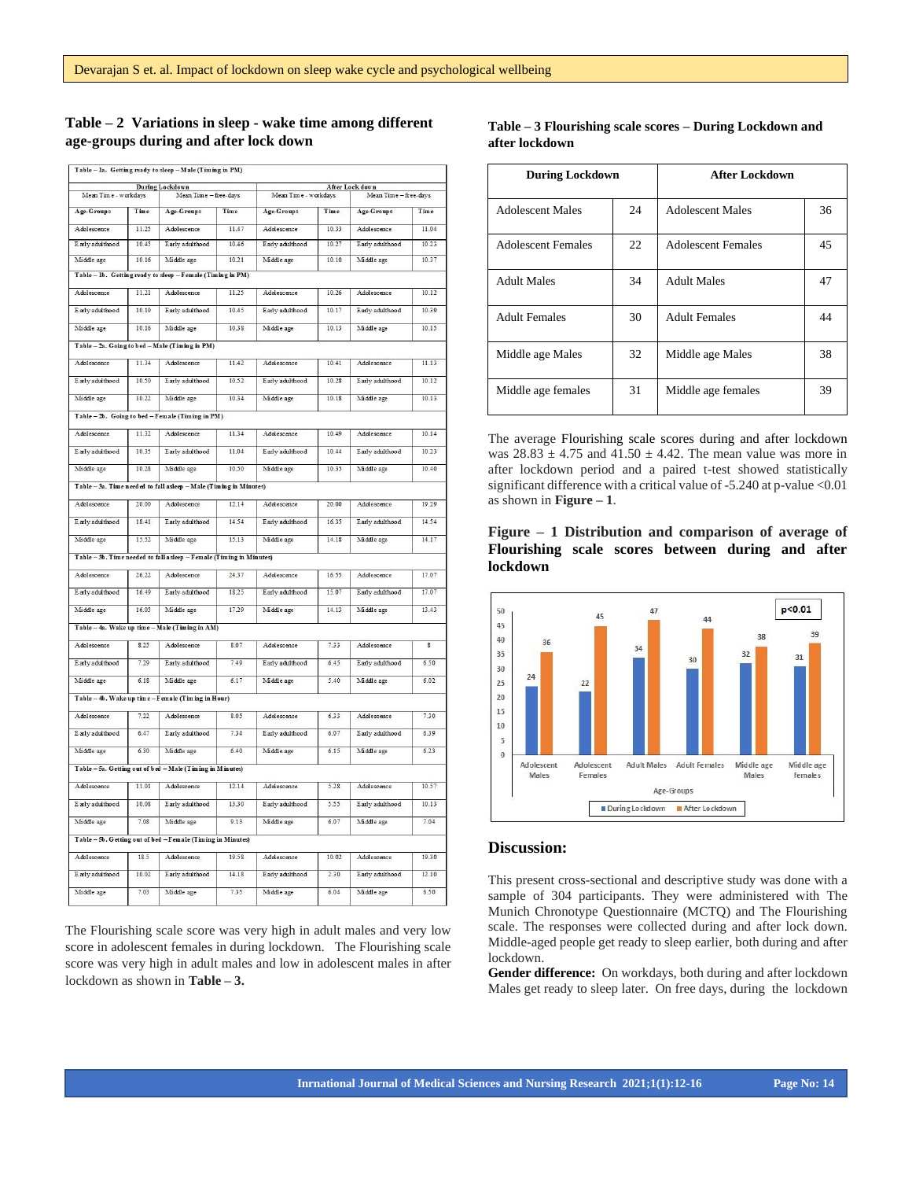## Table – 2 Variations in sleep - wake time among different age-groups during and after lock down

| During Lockdown | | | | After Lock down | | | |
|---|---|---|---|---|---|---|---|
| Mean Time - workdays | | Mean Time – free-days | | Mean Time - workdays | | Mean Time – free-days | |
| Age-Groups | Time | Age-Groups | Time | Age-Groups | Time | Age-Groups | Time |
| **Table – 1a. Getting ready to sleep – Male (Timing in PM)** | | | | | | | |
| Adolescence | 11.25 | Adolescence | 11.47 | Adolescence | 10.33 | Adolescence | 11.04 |
| Early adulthood | 10.45 | Early adulthood | 10.46 | Early adulthood | 10.27 | Early adulthood | 10.23 |
| Middle age | 10.16 | Middle age | 10.21 | Middle age | 10.10 | Middle age | 10.37 |
| **Table – 1b. Getting ready to sleep – Female (Timing in PM)** | | | | | | | |
| Adolescence | 11.21 | Adolescence | 11.25 | Adolescence | 10.26 | Adolescence | 10.12 |
| Early adulthood | 10.19 | Early adulthood | 10.45 | Early adulthood | 10.17 | Early adulthood | 10.39 |
| Middle age | 10.16 | Middle age | 10.38 | Middle age | 10.13 | Middle age | 10.15 |
| **Table – 2a. Going to bed – Male (Timing in PM)** | | | | | | | |
| Adolescence | 11.34 | Adolescence | 11.42 | Adolescence | 10.41 | Adolescence | 11.13 |
| Early adulthood | 10.50 | Early adulthood | 10.52 | Early adulthood | 10.28 | Early adulthood | 10.12 |
| Middle age | 10.22 | Middle age | 10.34 | Middle age | 10.18 | Middle age | 10.13 |
| **Table – 2b. Going to bed – Female (Timing in PM)** | | | | | | | |
| Adolescence | 11.32 | Adolescence | 11.34 | Adolescence | 10.49 | Adolescence | 10.14 |
| Early adulthood | 10.35 | Early adulthood | 11.04 | Early adulthood | 10.44 | Early adulthood | 10.23 |
| Middle age | 10.28 | Middle age | 10.50 | Middle age | 10.35 | Middle age | 10.40 |
| **Table – 3a. Time needed to fall asleep – Male (Timing in Minutes)** | | | | | | | |
| Adolescence | 20.00 | Adolescence | 12.14 | Adolescence | 20.00 | Adolescence | 19.29 |
| Early adulthood | 18.41 | Early adulthood | 14.54 | Early adulthood | 16.35 | Early adulthood | 14.54 |
| Middle age | 15.52 | Middle age | 15.13 | Middle age | 14.18 | Middle age | 14.17 |
| **Table – 3b. Time needed to fall asleep – Female (Timing in Minutes)** | | | | | | | |
| Adolescence | 26.22 | Adolescence | 24.37 | Adolescence | 16.55 | Adolescence | 17.07 |
| Early adulthood | 16.49 | Early adulthood | 18.25 | Early adulthood | 15.07 | Early adulthood | 17.07 |
| Middle age | 16.05 | Middle age | 17.29 | Middle age | 14.13 | Middle age | 13.43 |
| **Table – 4a. Wake up time – Male (Timing in AM)** | | | | | | | |
| Adolescence | 8.25 | Adolescence | 8.07 | Adolescence | 7.33 | Adolescence | 8 |
| Early adulthood | 7.29 | Early adulthood | 7.49 | Early adulthood | 6.45 | Early adulthood | 6.50 |
| Middle age | 6.18 | Middle age | 6.17 | Middle age | 5.40 | Middle age | 6.02 |
| **Table – 4b. Wake up time – Female (Timing in Hour)** | | | | | | | |
| Adolescence | 7.22 | Adolescence | 8.05 | Adolescence | 6.33 | Adolescence | 7.30 |
| Early adulthood | 6.47 | Early adulthood | 7.34 | Early adulthood | 6.07 | Early adulthood | 6.39 |
| Middle age | 6.30 | Middle age | 6.40 | Middle age | 6.15 | Middle age | 6.23 |
| **Table – 5a. Getting out of bed – Male (Timing in Minutes)** | | | | | | | |
| Adolescence | 11.01 | Adolescence | 12.14 | Adolescence | 5.28 | Adolescence | 10.57 |
| Early adulthood | 10.08 | Early adulthood | 13.30 | Early adulthood | 5.55 | Early adulthood | 10.13 |
| Middle age | 7.08 | Middle age | 9.13 | Middle age | 6.07 | Middle age | 7.04 |
| **Table – 5b. Getting out of bed – Female (Timing in Minutes)** | | | | | | | |
| Adolescence | 18.5 | Adolescence | 19.58 | Adolescence | 10.02 | Adolescence | 19.30 |
| Early adulthood | 10.02 | Early adulthood | 14.18 | Early adulthood | 2.30 | Early adulthood | 12.10 |
| Middle age | 7.03 | Middle age | 7.35 | Middle age | 6.04 | Middle age | 6.50 |

The Flourishing scale score was very high in adult males and very low score in adolescent females in during lockdown. The Flourishing scale score was very high in adult males and low in adolescent males in after lockdown as shown in **Table – 3.**

## Table – 3 Flourishing scale scores – During Lockdown and after lockdown

| During Lockdown | | After Lockdown | |
|---|---|---|---|
| Adolescent Males | 24 | Adolescent Males | 36 |
| Adolescent Females | 22 | Adolescent Females | 45 |
| Adult Males | 34 | Adult Males | 47 |
| Adult Females | 30 | Adult Females | 44 |
| Middle age Males | 32 | Middle age Males | 38 |
| Middle age females | 31 | Middle age females | 39 |

The average Flourishing scale scores during and after lockdown was 28.83 ± 4.75 and 41.50 ± 4.42. The mean value was more in after lockdown period and a paired t-test showed statistically significant difference with a critical value of -5.240 at p-value <0.01 as shown in **Figure – 1**.

## Figure – 1 Distribution and comparison of average of Flourishing scale scores between during and after lockdown

| Age-Groups | During Lockdown | After Lockdown |
|---|---|---|
| Adolescent Males | 24 | 36 |
| Adolescent Females | 22 | 45 |
| Adult Males | 34 | 47 |
| Adult Females | 30 | 44 |
| Middle age Males | 32 | 38 |
| Middle age females | 31 | 39 |

p<0.01

## Discussion:

This present cross-sectional and descriptive study was done with a sample of 304 participants. They were administered with The Munich Chronotype Questionnaire (MCTQ) and The Flourishing scale. The responses were collected during and after lock down. Middle-aged people get ready to sleep earlier, both during and after lockdown.

**Gender difference:** On workdays, both during and after lockdown Males get ready to sleep later. On free days, during the lockdown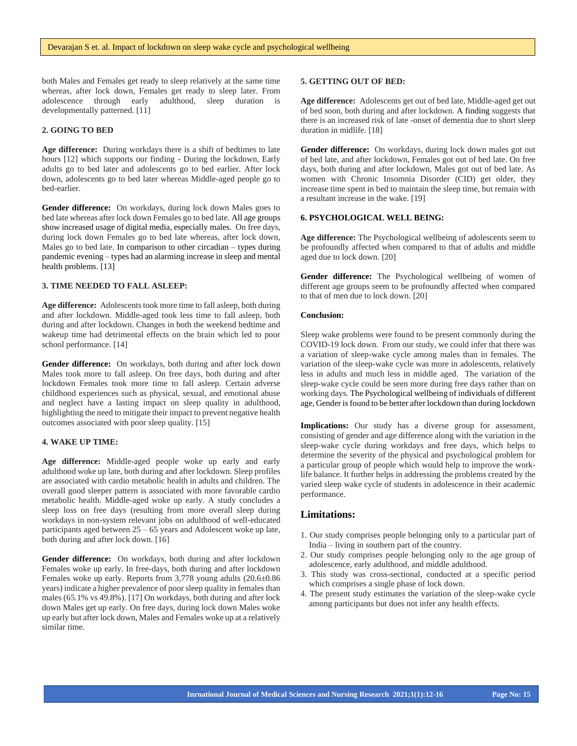both Males and Females get ready to sleep relatively at the same time whereas, after lock down, Females get ready to sleep later. From adolescence through early adulthood, sleep duration is developmentally patterned. [11]

**2. GOING TO BED**

**Age difference:** During workdays there is a shift of bedtimes to late hours [12] which supports our finding - During the lockdown, Early adults go to bed later and adolescents go to bed earlier. After lock down, adolescents go to bed later whereas Middle-aged people go to bed-earlier.

**Gender difference:** On workdays, during lock down Males goes to bed late whereas after lock down Females go to bed late. All age groups show increased usage of digital media, especially males. On free days, during lock down Females go to bed late whereas, after lock down, Males go to bed late. In comparison to other circadian – types during pandemic evening – types had an alarming increase in sleep and mental health problems. [13]

**3. TIME NEEDED TO FALL ASLEEP:**

**Age difference:** Adolescents took more time to fall asleep, both during and after lockdown. Middle-aged took less time to fall asleep, both during and after lockdown. Changes in both the weekend bedtime and wakeup time had detrimental effects on the brain which led to poor school performance. [14]

**Gender difference:** On workdays, both during and after lock down Males took more to fall asleep. On free days, both during and after lockdown Females took more time to fall asleep. Certain adverse childhood experiences such as physical, sexual, and emotional abuse and neglect have a lasting impact on sleep quality in adulthood, highlighting the need to mitigate their impact to prevent negative health outcomes associated with poor sleep quality. [15]

**4. WAKE UP TIME:**

**Age difference:** Middle-aged people woke up early and early adulthood woke up late, both during and after lockdown. Sleep profiles are associated with cardio metabolic health in adults and children. The overall good sleeper pattern is associated with more favorable cardio metabolic health. Middle-aged woke up early. A study concludes a sleep loss on free days (resulting from more overall sleep during workdays in non-system relevant jobs on adulthood of well-educated participants aged between 25 – 65 years and Adolescent woke up late, both during and after lock down. [16]

**Gender difference:** On workdays, both during and after lockdown Females woke up early. In free-days, both during and after lockdown Females woke up early. Reports from 3,778 young adults (20.6±0.86 years) indicate a higher prevalence of poor sleep quality in females than males (65.1% vs 49.8%). [17] On workdays, both during and after lock down Males get up early. On free days, during lock down Males woke up early but after lock down, Males and Females woke up at a relatively similar time.

**5. GETTING OUT OF BED:**

**Age difference:** Adolescents get out of bed late, Middle-aged get out of bed soon, both during and after lockdown. A finding suggests that there is an increased risk of late -onset of dementia due to short sleep duration in midlife. [18]

**Gender difference:** On workdays, during lock down males got out of bed late, and after lockdown, Females got out of bed late. On free days, both during and after lockdown, Males got out of bed late. As women with Chronic Insomnia Disorder (CID) get older, they increase time spent in bed to maintain the sleep time, but remain with a resultant increase in the wake. [19]

**6. PSYCHOLOGICAL WELL BEING:**

**Age difference:** The Psychological wellbeing of adolescents seem to be profoundly affected when compared to that of adults and middle aged due to lock down. [20]

**Gender difference:** The Psychological wellbeing of women of different age groups seem to be profoundly affected when compared to that of men due to lock down. [20]

**Conclusion:**

Sleep wake problems were found to be present commonly during the COVID-19 lock down. From our study, we could infer that there was a variation of sleep-wake cycle among males than in females. The variation of the sleep-wake cycle was more in adolescents, relatively less in adults and much less in middle aged. The variation of the sleep-wake cycle could be seen more during free days rather than on working days. The Psychological wellbeing of individuals of different age, Gender is found to be better after lockdown than during lockdown

**Implications:** Our study has a diverse group for assessment, consisting of gender and age difference along with the variation in the sleep-wake cycle during workdays and free days, which helps to determine the severity of the physical and psychological problem for a particular group of people which would help to improve the work-life balance. It further helps in addressing the problems created by the varied sleep wake cycle of students in adolescence in their academic performance.

## Limitations:

1. Our study comprises people belonging only to a particular part of India – living in southern part of the country.
2. Our study comprises people belonging only to the age group of adolescence, early adulthood, and middle adulthood.
3. This study was cross-sectional, conducted at a specific period which comprises a single phase of lock down.
4. The present study estimates the variation of the sleep-wake cycle among participants but does not infer any health effects.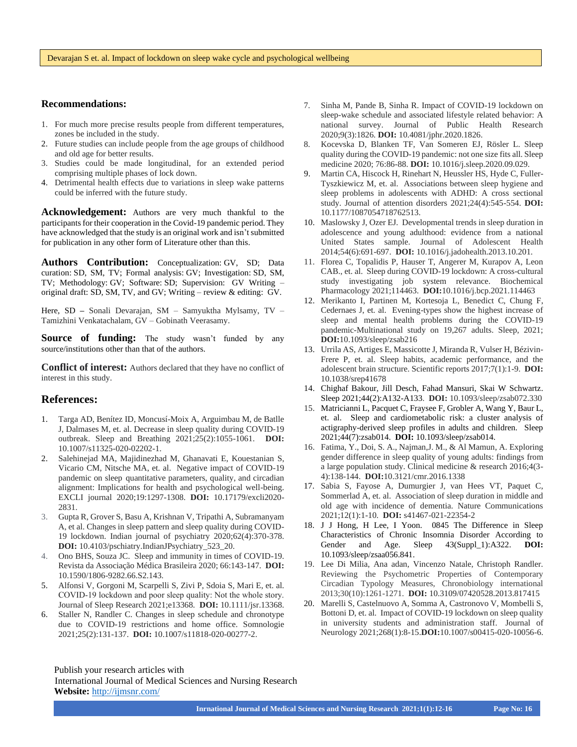## Recommendations:

1. For much more precise results people from different temperatures, zones be included in the study.
2. Future studies can include people from the age groups of childhood and old age for better results.
3. Studies could be made longitudinal, for an extended period comprising multiple phases of lock down.
4. Detrimental health effects due to variations in sleep wake patterns could be inferred with the future study.

**Acknowledgement:** Authors are very much thankful to the participants for their cooperation in the Covid-19 pandemic period. They have acknowledged that the study is an original work and isn't submitted for publication in any other form of Literature other than this.

**Authors Contribution:** Conceptualization: GV, SD; Data curation: SD, SM, TV; Formal analysis: GV; Investigation: SD, SM, TV; Methodology: GV; Software: GV; Supervision: GV Writing – original draft: SD, SM, TV, and GV; Writing – review & editing: GV.

Here, SD – Sonali Devarajan, SM – Samyuktha Mylsamy, TV – Tamizhini Venkatachalam, GV – Gobinath Veerasamy.

**Source of funding:** The study wasn't funded by any source/institutions other than that of the authors.

**Conflict of interest:** Authors declared that they have no conflict of interest in this study.

## References:

1. Targa AD, Benítez ID, Moncusí-Moix A, Arguimbau M, de Batlle J, Dalmases M, et. al. Decrease in sleep quality during COVID-19 outbreak. Sleep and Breathing 2021;25(2):1055-1061. **DOI:** 10.1007/s11325-020-02202-1.
2. Salehinejad MA, Majidinezhad M, Ghanavati E, Kouestanian S, Vicario CM, Nitsche MA, et. al. Negative impact of COVID-19 pandemic on sleep quantitative parameters, quality, and circadian alignment: Implications for health and psychological well-being. EXCLI journal 2020;19:1297-1308. **DOI:** 10.17179/excli2020-2831.
3. Gupta R, Grover S, Basu A, Krishnan V, Tripathi A, Subramanyam A, et al. Changes in sleep pattern and sleep quality during COVID-19 lockdown. Indian journal of psychiatry 2020;62(4):370-378. **DOI:** 10.4103/pschiatry.IndianJPsychiatry_523_20.
4. Ono BHS, Souza JC. Sleep and immunity in times of COVID-19. Revista da Associação Médica Brasileira 2020; 66:143-147. **DOI:** 10.1590/1806-9282.66.S2.143.
5. Alfonsi V, Gorgoni M, Scarpelli S, Zivi P, Sdoia S, Mari E, et. al. COVID-19 lockdown and poor sleep quality: Not the whole story. Journal of Sleep Research 2021;e13368. **DOI:** 10.1111/jsr.13368.
6. Staller N, Randler C. Changes in sleep schedule and chronotype due to COVID-19 restrictions and home office. Somnologie 2021;25(2):131-137. **DOI:** 10.1007/s11818-020-00277-2.
7. Sinha M, Pande B, Sinha R. Impact of COVID-19 lockdown on sleep-wake schedule and associated lifestyle related behavior: A national survey. Journal of Public Health Research 2020;9(3):1826. **DOI:** 10.4081/jphr.2020.1826.
8. Kocevska D, Blanken TF, Van Someren EJ, Rösler L. Sleep quality during the COVID-19 pandemic: not one size fits all. Sleep medicine 2020; 76:86-88. **DOI:** 10.1016/j.sleep.2020.09.029.
9. Martin CA, Hiscock H, Rinehart N, Heussler HS, Hyde C, Fuller-Tyszkiewicz M, et. al. Associations between sleep hygiene and sleep problems in adolescents with ADHD: A cross sectional study. Journal of attention disorders 2021;24(4):545-554. **DOI:** 10.1177/1087054718762513.
10. Maslowsky J, Ozer EJ. Developmental trends in sleep duration in adolescence and young adulthood: evidence from a national United States sample. Journal of Adolescent Health 2014;54(6):691-697. **DOI:** 10.1016/j.jadohealth.2013.10.201.
11. Florea C, Topalidis P, Hauser T, Angerer M, Kurapov A, Leon CAB., et. al. Sleep during COVID-19 lockdown: A cross-cultural study investigating job system relevance. Biochemical Pharmacology 2021;114463. **DOI:**10.1016/j.bcp.2021.114463
12. Merikanto I, Partinen M, Kortesoja L, Benedict C, Chung F, Cedernaes J, et. al. Evening-types show the highest increase of sleep and mental health problems during the COVID-19 pandemic-Multinational study on 19,267 adults. Sleep, 2021; **DOI:**10.1093/sleep/zsab216
13. Urrila AS, Artiges E, Massicotte J, Miranda R, Vulser H, Bézivin-Frere P, et. al. Sleep habits, academic performance, and the adolescent brain structure. Scientific reports 2017;7(1):1-9. **DOI:** 10.1038/srep41678
14. Chighaf Bakour, Jill Desch, Fahad Mansuri, Skai W Schwartz. Sleep 2021;44(2):A132-A133. **DOI:** 10.1093/sleep/zsab072.330
15. Matricianni L, Paquet C, Fraysee F, Grobler A, Wang Y, Baur L, et. al. Sleep and cardiometabolic risk: a cluster analysis of actigraphy-derived sleep profiles in adults and children. Sleep 2021;44(7):zsab014. **DOI:** 10.1093/sleep/zsab014.
16. Fatima, Y., Doi, S. A., Najman,J. M., & Al Mamun, A. Exploring gender difference in sleep quality of young adults: findings from a large population study. Clinical medicine & research 2016;4(3-4):138-144. **DOI:**10.3121/cmr.2016.1338
17. Sabia S, Fayose A, Dumurgier J, van Hees VT, Paquet C, Sommerlad A, et. al. Association of sleep duration in middle and old age with incidence of dementia. Nature Communications 2021;12(1):1-10. **DOI:** s41467-021-22354-2
18. J J Hong, H Lee, I Yoon. 0845 The Difference in Sleep Characteristics of Chronic Insomnia Disorder According to Gender and Age. Sleep 43(Suppl_1):A322. **DOI:** 10.1093/sleep/zsaa056.841.
19. Lee Di Milia, Ana adan, Vincenzo Natale, Christoph Randler. Reviewing the Psychometric Properties of Contemporary Circadian Typology Measures, Chronobiology international 2013;30(10):1261-1271. **DOI:** 10.3109/07420528.2013.817415
20. Marelli S, Castelnuovo A, Somma A, Castronovo V, Mombelli S, Bottoni D, et. al. Impact of COVID-19 lockdown on sleep quality in university students and administration staff. Journal of Neurology 2021;268(1):8-15.**DOI:**10.1007/s00415-020-10056-6.

Publish your research articles with
International Journal of Medical Sciences and Nursing Research
**Website:** http://ijmsnr.com/